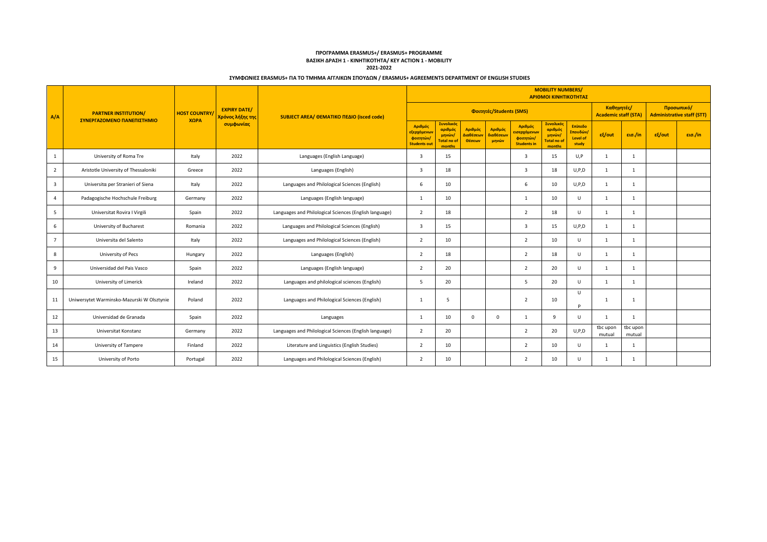**ΠΡΟΓΡΑΜΜΑ ERASMUS+/ ERASMUS+ PROGRAMME**
**ΒΑΣΙΚΗ ΔΡΑΣΗ 1 - ΚΙΝΗΤΙΚΟΤΗΤΑ/ KEY ACTION 1 - MOBILITY**
**2021-2022**

**ΣΥΜΦΩΝΙΕΣ ERASMUS+ ΓΙΑ ΤΟ ΤΜΗΜΑ ΑΓΓΛΙΚΩΝ ΣΠΟΥΔΩΝ / ERASMUS+ AGREEMENTS DEPARTMENT OF ENGLISH STUDIES**

| A/A | PARTNER INSTITUTION/ ΣΥΝΕΡΓΑΖΟΜΕΝΟ ΠΑΝΕΠΙΣΤΗΜΙΟ | HOST COUNTRY/ ΧΩΡΑ | EXPIRY DATE/ Χρόνος λήξης της συμφωνίας | SUBJECT AREA/ ΘΕΜΑΤΙΚΟ ΠΕΔΙΟ (isced code) | MOBILITY NUMBERS/ ΑΡΙΘΜΟΙ ΚΙΝΗΤΙΚΟΤΗΤΑΣ | | | | | | | | | | |
|---|---|---|---|---|---|---|---|---|---|---|---|---|---|---|---|
| | | | | | Φοιτητές/Students (SMS) | | | | | | | Καθηγητές/ Academic staff (STA) | | Προσωπικό/ Administrative staff (STT) | |
| | | | | | Αριθμός εξερχόμενων φοιτητών/ Students out | Συνολικός αριθμός μηνών/ Total no of months | Αριθμός Διαθέσεων Θέσεων | Αριθμός διαθέσεων μηνών | Αριθμός εισερχόμενων φοιτητών/ Students in | Συνολικός αριθμός μηνών/ Total no of months | Επίπεδο Σπουδών/ Level of study | εξ/out | εισ./in | εξ/out | εισ./in |
| 1 | University of Roma Tre | Italy | 2022 | Languages (English Language) | 3 | 15 | | | 3 | 15 | U,P | 1 | 1 | | |
| 2 | Aristotle University of Thessaloniki | Greece | 2022 | Languages (English) | 3 | 18 | | | 3 | 18 | U,P,D | 1 | 1 | | |
| 3 | Universitα per Stranieri of Siena | Italy | 2022 | Languages and Philological Sciences (English) | 6 | 10 | | | 6 | 10 | U,P,D | 1 | 1 | | |
| 4 | Padagogische Hochschule Freiburg | Germany | 2022 | Languages (English language) | 1 | 10 | | | 1 | 10 | U | 1 | 1 | | |
| 5 | Universitat Rovira I Virgili | Spain | 2022 | Languages and Philological Sciences (English language) | 2 | 18 | | | 2 | 18 | U | 1 | 1 | | |
| 6 | University of Bucharest | Romania | 2022 | Languages and Philological Sciences (English) | 3 | 15 | | | 3 | 15 | U,P,D | 1 | 1 | | |
| 7 | Universita del Salento | Italy | 2022 | Languages and Philological Sciences (English) | 2 | 10 | | | 2 | 10 | U | 1 | 1 | | |
| 8 | University of Pecs | Hungary | 2022 | Languages (English) | 2 | 18 | | | 2 | 18 | U | 1 | 1 | | |
| 9 | Universidad del Pais Vasco | Spain | 2022 | Languages (English language) | 2 | 20 | | | 2 | 20 | U | 1 | 1 | | |
| 10 | University of Limerick | Ireland | 2022 | Languages and philological sciences (English) | 5 | 20 | | | 5 | 20 | U | 1 | 1 | | |
| 11 | Uniwersytet Warminsko-Mazurski W Olsztynie | Poland | 2022 | Languages and Philological Sciences (English) | 1 | 5 | | | 2 | 10 | U P | 1 | 1 | | |
| 12 | Universidad de Granada | Spain | 2022 | Languages | 1 | 10 | 0 | 0 | 1 | 9 | U | 1 | 1 | | |
| 13 | Universitat Konstanz | Germany | 2022 | Languages and Philological Sciences (English language) | 2 | 20 | | | 2 | 20 | U,P,D | tbc upon mutual | tbc upon mutual | | |
| 14 | University of Tampere | Finland | 2022 | Literature and Linguistics (English Studies) | 2 | 10 | | | 2 | 10 | U | 1 | 1 | | |
| 15 | University of Porto | Portugal | 2022 | Languages and Philological Sciences (English) | 2 | 10 | | | 2 | 10 | U | 1 | 1 | | |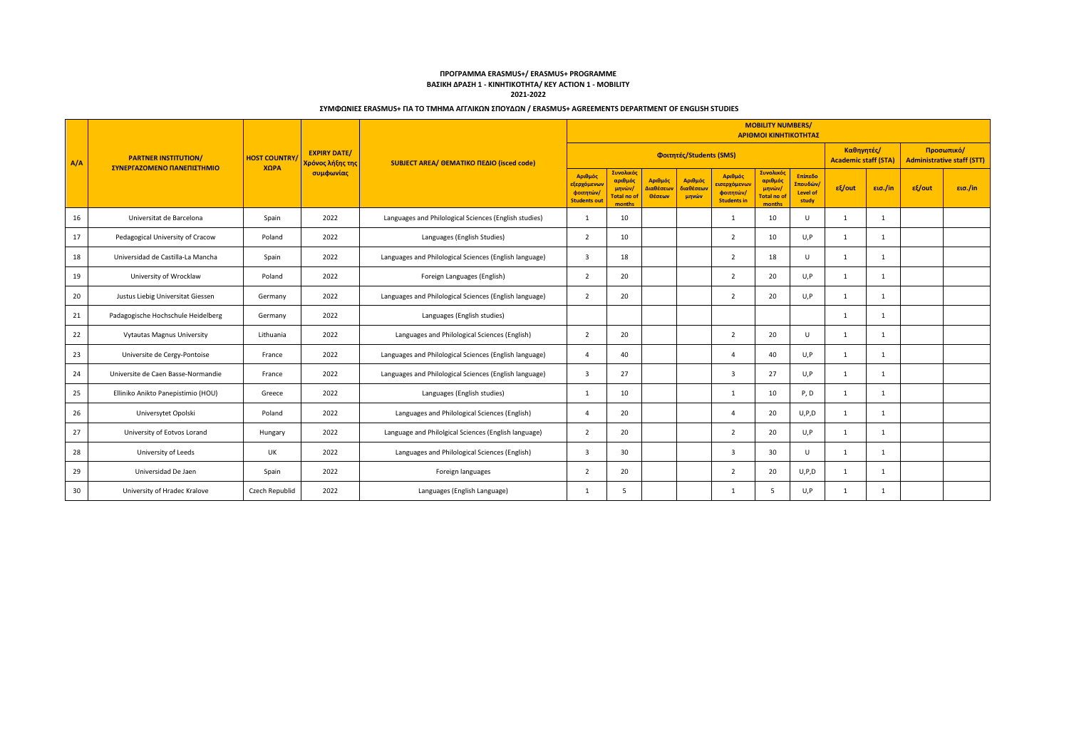**ΠΡΟΓΡΑΜΜΑ ERASMUS+/ ERASMUS+ PROGRAMME**

**ΒΑΣΙΚΗ ΔΡΑΣΗ 1 - ΚΙΝΗΤΙΚΟΤΗΤΑ/ KEY ACTION 1 - MOBILITY**

**2021-2022**

**ΣΥΜΦΩΝΙΕΣ ERASMUS+ ΓΙΑ ΤΟ ΤΜΗΜΑ ΑΓΓΛΙΚΩΝ ΣΠΟΥΔΩΝ / ERASMUS+ AGREEMENTS DEPARTMENT OF ENGLISH STUDIES**

| A/A | PARTNER INSTITUTION/ ΣΥΝΕΡΓΑΖΟΜΕΝΟ ΠΑΝΕΠΙΣΤΗΜΙΟ | HOST COUNTRY/ ΧΩΡΑ | EXPIRY DATE/ Χρόνος λήξης της συμφωνίας | SUBJECT AREA/ ΘΕΜΑΤΙΚΟ ΠΕΔΙΟ (isced code) | MOBILITY NUMBERS/ ΑΡΙΘΜΟΙ ΚΙΝΗΤΙΚΟΤΗΤΑΣ | | | | | | | | | | |
|---|---|---|---|---|---|---|---|---|---|---|---|---|---|---|---|
| | | | | | Φοιτητές/Students (SMS) | | | | | | | Καθηγητές/ Academic staff (STA) | | Προσωπικό/ Administrative staff (STT) | |
| | | | | | Αριθμός εξερχόμενων φοιτητών/ Students out | Συνολικός αριθμός μηνών/ Total no of months | Αριθμός Διαθέσεων Θέσεων | Αριθμός διαθέσεων μηνών | Αριθμός εισερχόμενων φοιτητών/ Students in | Συνολικός αριθμός μηνών/ Total no of months | Επίπεδο Σπουδών/ Level of study | εξ/out | εισ./in | εξ/out | εισ./in |
| 16 | Universitat de Barcelona | Spain | 2022 | Languages and Philological Sciences (English studies) | 1 | 10 | | | 1 | 10 | U | 1 | 1 | | |
| 17 | Pedagogical University of Cracow | Poland | 2022 | Languages (English Studies) | 2 | 10 | | | 2 | 10 | U,P | 1 | 1 | | |
| 18 | Universidad de Castilla-La Mancha | Spain | 2022 | Languages and Philological Sciences (English language) | 3 | 18 | | | 2 | 18 | U | 1 | 1 | | |
| 19 | University of Wrocklaw | Poland | 2022 | Foreign Languages (English) | 2 | 20 | | | 2 | 20 | U,P | 1 | 1 | | |
| 20 | Justus Liebig Universitat Giessen | Germany | 2022 | Languages and Philological Sciences (English language) | 2 | 20 | | | 2 | 20 | U,P | 1 | 1 | | |
| 21 | Padagogische Hochschule Heidelberg | Germany | 2022 | Languages (English studies) | | | | | | | | 1 | 1 | | |
| 22 | Vytautas Magnus University | Lithuania | 2022 | Languages and Philological Sciences (English) | 2 | 20 | | | 2 | 20 | U | 1 | 1 | | |
| 23 | Universite de Cergy-Pontoise | France | 2022 | Languages and Philological Sciences (English language) | 4 | 40 | | | 4 | 40 | U,P | 1 | 1 | | |
| 24 | Universite de Caen Basse-Normandie | France | 2022 | Languages and Philological Sciences (English language) | 3 | 27 | | | 3 | 27 | U,P | 1 | 1 | | |
| 25 | Elliniko Anikto Panepistimio (HOU) | Greece | 2022 | Languages (English studies) | 1 | 10 | | | 1 | 10 | P, D | 1 | 1 | | |
| 26 | Universytet Opolski | Poland | 2022 | Languages and Philological Sciences (English) | 4 | 20 | | | 4 | 20 | U,P,D | 1 | 1 | | |
| 27 | University of Eotvos Lorand | Hungary | 2022 | Language and Philolgical Sciences (English language) | 2 | 20 | | | 2 | 20 | U,P | 1 | 1 | | |
| 28 | University of Leeds | UK | 2022 | Languages and Philological Sciences (English) | 3 | 30 | | | 3 | 30 | U | 1 | 1 | | |
| 29 | Universidad De Jaen | Spain | 2022 | Foreign languages | 2 | 20 | | | 2 | 20 | U,P,D | 1 | 1 | | |
| 30 | University of Hradec Kralove | Czech Republid | 2022 | Languages (English Language) | 1 | 5 | | | 1 | 5 | U,P | 1 | 1 | | |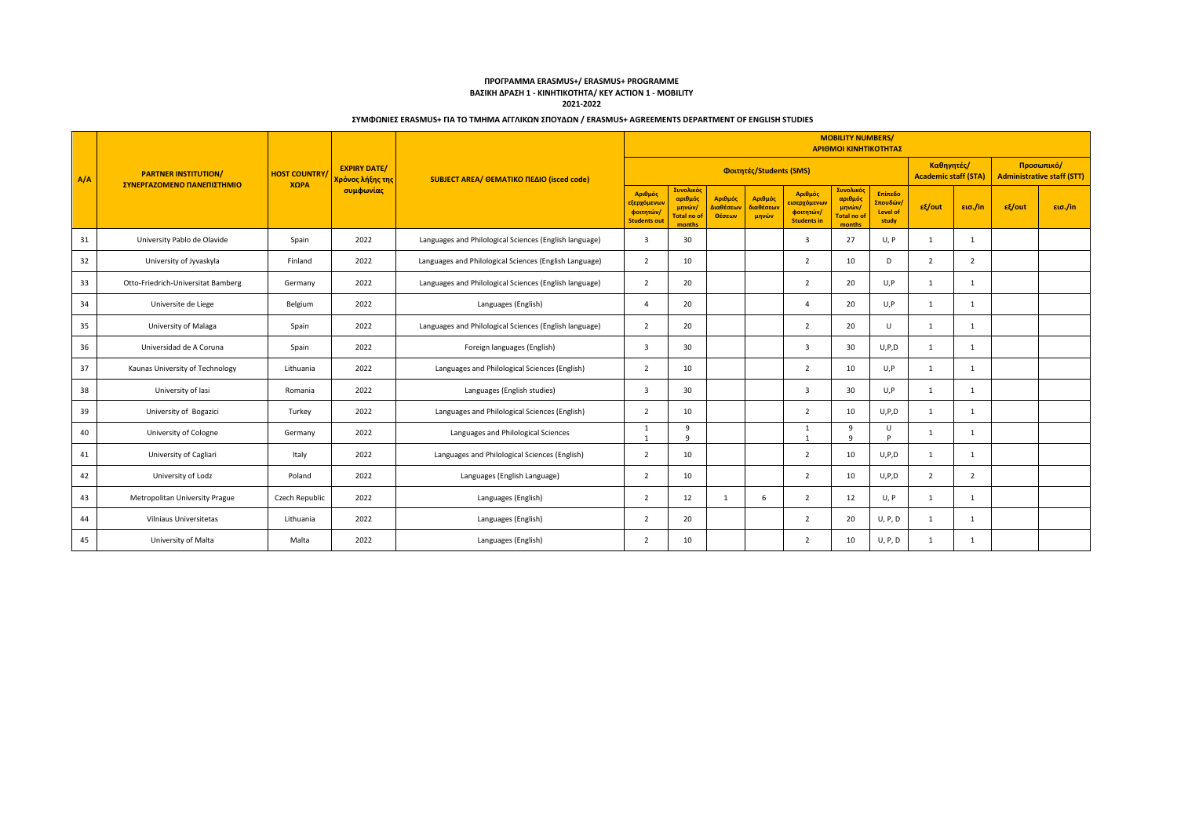**ΠΡΟΓΡΑΜΜΑ ERASMUS+/ ERASMUS+ PROGRAMME**
**ΒΑΣΙΚΗ ΔΡΑΣΗ 1 - ΚΙΝΗΤΙΚΟΤΗΤΑ/ KEY ACTION 1 - MOBILITY**
**2021-2022**

**ΣΥΜΦΩΝΙΕΣ ERASMUS+ ΓΙΑ ΤΟ ΤΜΗΜΑ ΑΓΓΛΙΚΩΝ ΣΠΟΥΔΩΝ / ERASMUS+ AGREEMENTS DEPARTMENT OF ENGLISH STUDIES**

| A/A | PARTNER INSTITUTION/ ΣΥΝΕΡΓΑΖΟΜΕΝΟ ΠΑΝΕΠΙΣΤΗΜΙΟ | HOST COUNTRY/ ΧΩΡΑ | EXPIRY DATE/ Χρόνος λήξης της συμφωνίας | SUBJECT AREA/ ΘΕΜΑΤΙΚΟ ΠΕΔΙΟ (isced code) | MOBILITY NUMBERS/ ΑΡΙΘΜΟΙ ΚΙΝΗΤΙΚΟΤΗΤΑΣ | | | | | | | | | | |
|---|---|---|---|---|---|---|---|---|---|---|---|---|---|---|---|
| | | | | | Φοιτητές/Students (SMS) | | | | | | | Καθηγητές/ Academic staff (STA) | | Προσωπικό/ Administrative staff (STT) | |
| | | | | | Αριθμός εξερχόμενων φοιτητών/ Students out | Συνολικός αριθμός μηνών/ Total no of months | Αριθμός Διαθέσεων Θέσεων | Αριθμός διαθέσεων μηνών | Αριθμός εισερχόμενων φοιτητών/ Students in | Συνολικός αριθμός μηνών/ Total no of months | Επίπεδο Σπουδών/ Level of study | εξ/out | εισ./in | εξ/out | εισ./in |
| 31 | University Pablo de Olavide | Spain | 2022 | Languages and Philological Sciences (English language) | 3 | 30 | | | 3 | 27 | U, P | 1 | 1 | | |
| 32 | University of Jyvaskyla | Finland | 2022 | Languages and Philological Sciences (English Language) | 2 | 10 | | | 2 | 10 | D | 2 | 2 | | |
| 33 | Otto-Friedrich-Universitat Bamberg | Germany | 2022 | Languages and Philological Sciences (English language) | 2 | 20 | | | 2 | 20 | U,P | 1 | 1 | | |
| 34 | Universite de Liege | Belgium | 2022 | Languages (English) | 4 | 20 | | | 4 | 20 | U,P | 1 | 1 | | |
| 35 | University of Malaga | Spain | 2022 | Languages and Philological Sciences (English language) | 2 | 20 | | | 2 | 20 | U | 1 | 1 | | |
| 36 | Universidad de A Coruna | Spain | 2022 | Foreign languages (English) | 3 | 30 | | | 3 | 30 | U,P,D | 1 | 1 | | |
| 37 | Kaunas University of Technology | Lithuania | 2022 | Languages and Philological Sciences (English) | 2 | 10 | | | 2 | 10 | U,P | 1 | 1 | | |
| 38 | University of Iasi | Romania | 2022 | Languages (English studies) | 3 | 30 | | | 3 | 30 | U,P | 1 | 1 | | |
| 39 | University of Bogazici | Turkey | 2022 | Languages and Philological Sciences (English) | 2 | 10 | | | 2 | 10 | U,P,D | 1 | 1 | | |
| 40 | University of Cologne | Germany | 2022 | Languages and Philological Sciences | 1<br>1 | 9<br>9 | | | 1<br>1 | 9<br>9 | U<br>P | 1 | 1 | | |
| 41 | University of Cagliari | Italy | 2022 | Languages and Philological Sciences (English) | 2 | 10 | | | 2 | 10 | U,P,D | 1 | 1 | | |
| 42 | University of Lodz | Poland | 2022 | Languages (English Language) | 2 | 10 | | | 2 | 10 | U,P,D | 2 | 2 | | |
| 43 | Metropolitan University Prague | Czech Republic | 2022 | Languages (English) | 2 | 12 | 1 | 6 | 2 | 12 | U, P | 1 | 1 | | |
| 44 | Vilniaus Universitetas | Lithuania | 2022 | Languages (English) | 2 | 20 | | | 2 | 20 | U, P, D | 1 | 1 | | |
| 45 | University of Malta | Malta | 2022 | Languages (English) | 2 | 10 | | | 2 | 10 | U, P, D | 1 | 1 | | |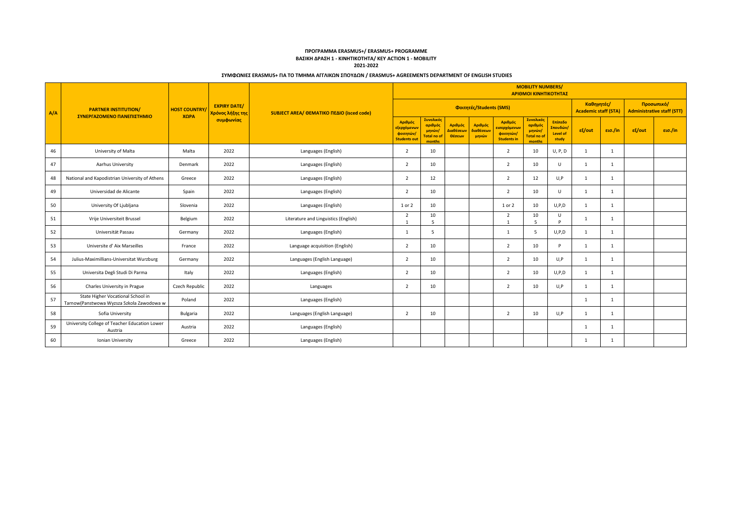**ΠΡΟΓΡΑΜΜΑ ERASMUS+/ ERASMUS+ PROGRAMME**
**ΒΑΣΙΚΗ ΔΡΑΣΗ 1 - ΚΙΝΗΤΙΚΟΤΗΤΑ/ KEY ACTION 1 - MOBILITY**
**2021-2022**

**ΣΥΜΦΩΝΙΕΣ ERASMUS+ ΓΙΑ ΤΟ ΤΜΗΜΑ ΑΓΓΛΙΚΩΝ ΣΠΟΥΔΩΝ / ERASMUS+ AGREEMENTS DEPARTMENT OF ENGLISH STUDIES**

| A/A | PARTNER INSTITUTION/ ΣΥΝΕΡΓΑΖΟΜΕΝΟ ΠΑΝΕΠΙΣΤΗΜΙΟ | HOST COUNTRY/ ΧΩΡΑ | EXPIRY DATE/ Χρόνος λήξης της συμφωνίας | SUBJECT AREA/ ΘΕΜΑΤΙΚΟ ΠΕΔΙΟ (isced code) | MOBILITY NUMBERS/ ΑΡΙΘΜΟΙ ΚΙΝΗΤΙΚΟΤΗΤΑΣ | | | | | | | | | | |
|---|---|---|---|---|---|---|---|---|---|---|---|---|---|---|---|
| | | | | | Φοιτητές/Students (SMS) | | | | | | | Καθηγητές/ Academic staff (STA) | | Προσωπικό/ Administrative staff (STT) | |
| | | | | | Αριθμός εξερχόμενων φοιτητών/ Students out | Συνολικός αριθμός μηνών/ Total no of months | Αριθμός Διαθέσεων Θέσεων | Αριθμός διαθέσεων μηνών | Αριθμός εισερχόμενων φοιτητών/ Students in | Συνολικός αριθμός μηνών/ Total no of months | Επίπεδο Σπουδών/ Level of study | εξ/out | εισ./in | εξ/out | εισ./in |
| 46 | University of Malta | Malta | 2022 | Languages (English) | 2 | 10 | | | 2 | 10 | U, P, D | 1 | 1 | | |
| 47 | Aarhus University | Denmark | 2022 | Languages (English) | 2 | 10 | | | 2 | 10 | U | 1 | 1 | | |
| 48 | National and Kapodistrian University of Athens | Greece | 2022 | Languages (English) | 2 | 12 | | | 2 | 12 | U,P | 1 | 1 | | |
| 49 | Universidad de Alicante | Spain | 2022 | Languages (English) | 2 | 10 | | | 2 | 10 | U | 1 | 1 | | |
| 50 | University Of Ljubljana | Slovenia | 2022 | Languages (English) | 1 or 2 | 10 | | | 1 or 2 | 10 | U,P,D | 1 | 1 | | |
| 51 | Vrije Universiteit Brussel | Belgium | 2022 | Literature and Linguistics (English) | 2<br>1 | 10<br>5 | | | 2<br>1 | 10<br>5 | U<br>P | 1 | 1 | | |
| 52 | Universität Passau | Germany | 2022 | Languages (English) | 1 | 5 | | | 1 | 5 | U,P,D | 1 | 1 | | |
| 53 | Universite d' Aix Marseilles | France | 2022 | Language acquisition (English) | 2 | 10 | | | 2 | 10 | P | 1 | 1 | | |
| 54 | Julius-Maximillians-Universitat Wurzburg | Germany | 2022 | Languages (English Language) | 2 | 10 | | | 2 | 10 | U,P | 1 | 1 | | |
| 55 | Universita Degli Studi Di Parma | Italy | 2022 | Languages (English) | 2 | 10 | | | 2 | 10 | U,P,D | 1 | 1 | | |
| 56 | Charles University in Prague | Czech Republic | 2022 | Languages | 2 | 10 | | | 2 | 10 | U,P | 1 | 1 | | |
| 57 | State Higher Vocational School in Tarnow(Panstwowa Wyzsza Szkola Zawodowa w | Poland | 2022 | Languages (English) | | | | | | | | 1 | 1 | | |
| 58 | Sofia University | Bulgaria | 2022 | Languages (English Language) | 2 | 10 | | | 2 | 10 | U,P | 1 | 1 | | |
| 59 | University College of Teacher Education Lower Austria | Austria | 2022 | Languages (English) | | | | | | | | 1 | 1 | | |
| 60 | Ionian University | Greece | 2022 | Languages (English) | | | | | | | | 1 | 1 | | |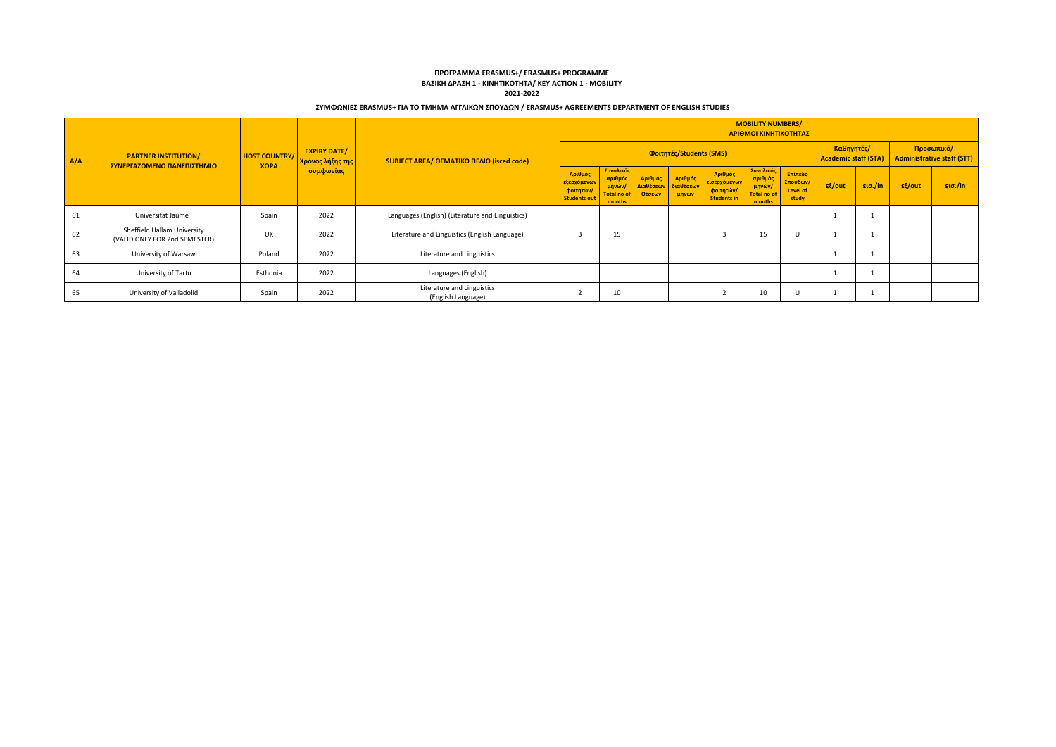**ΠΡΟΓΡΑΜΜΑ ERASMUS+/ ERASMUS+ PROGRAMME**
**ΒΑΣΙΚΗ ΔΡΑΣΗ 1 - ΚΙΝΗΤΙΚΟΤΗΤΑ/ KEY ACTION 1 - MOBILITY**
**2021-2022**

**ΣΥΜΦΩΝΙΕΣ ERASMUS+ ΓΙΑ ΤΟ ΤΜΗΜΑ ΑΓΓΛΙΚΩΝ ΣΠΟΥΔΩΝ / ERASMUS+ AGREEMENTS DEPARTMENT OF ENGLISH STUDIES**

| A/A | PARTNER INSTITUTION/ ΣΥΝΕΡΓΑΖΟΜΕΝΟ ΠΑΝΕΠΙΣΤΗΜΙΟ | HOST COUNTRY/ ΧΩΡΑ | EXPIRY DATE/ Χρόνος λήξης της συμφωνίας | SUBJECT AREA/ ΘΕΜΑΤΙΚΟ ΠΕΔΙΟ (isced code) | MOBILITY NUMBERS/ ΑΡΙΘΜΟΙ ΚΙΝΗΤΙΚΟΤΗΤΑΣ | | | | | | | | | | |
|---|---|---|---|---|---|---|---|---|---|---|---|---|---|---|---|
| | | | | | Φοιτητές/Students (SMS) | | | | | | | Καθηγητές/ Academic staff (STA) | | Προσωπικό/ Administrative staff (STT) | |
| | | | | | Αριθμός εξερχόμενων φοιτητών/ Students out | Συνολικός αριθμός μηνών/ Total no of months | Αριθμός Διαθέσεων Θέσεων | Αριθμός διαθέσεων μηνών | Αριθμός εισερχόμενων φοιτητών/ Students in | Συνολικός αριθμός μηνών/ Total no of months | Επίπεδο Σπουδών/ Level of study | εξ/out | εισ./in | εξ/out | εισ./in |
| 61 | Universitat Jaume I | Spain | 2022 | Languages (English) (Literature and Linguistics) | | | | | | | | 1 | 1 | | |
| 62 | Sheffield Hallam University (VALID ONLY FOR 2nd SEMESTER) | UK | 2022 | Literature and Linguistics (English Language) | 3 | 15 | | | 3 | 15 | U | 1 | 1 | | |
| 63 | University of Warsaw | Poland | 2022 | Literature and Linguistics | | | | | | | | 1 | 1 | | |
| 64 | University of Tartu | Esthonia | 2022 | Languages (English) | | | | | | | | 1 | 1 | | |
| 65 | University of Valladolid | Spain | 2022 | Literature and Linguistics (English Language) | 2 | 10 | | | 2 | 10 | U | 1 | 1 | | |